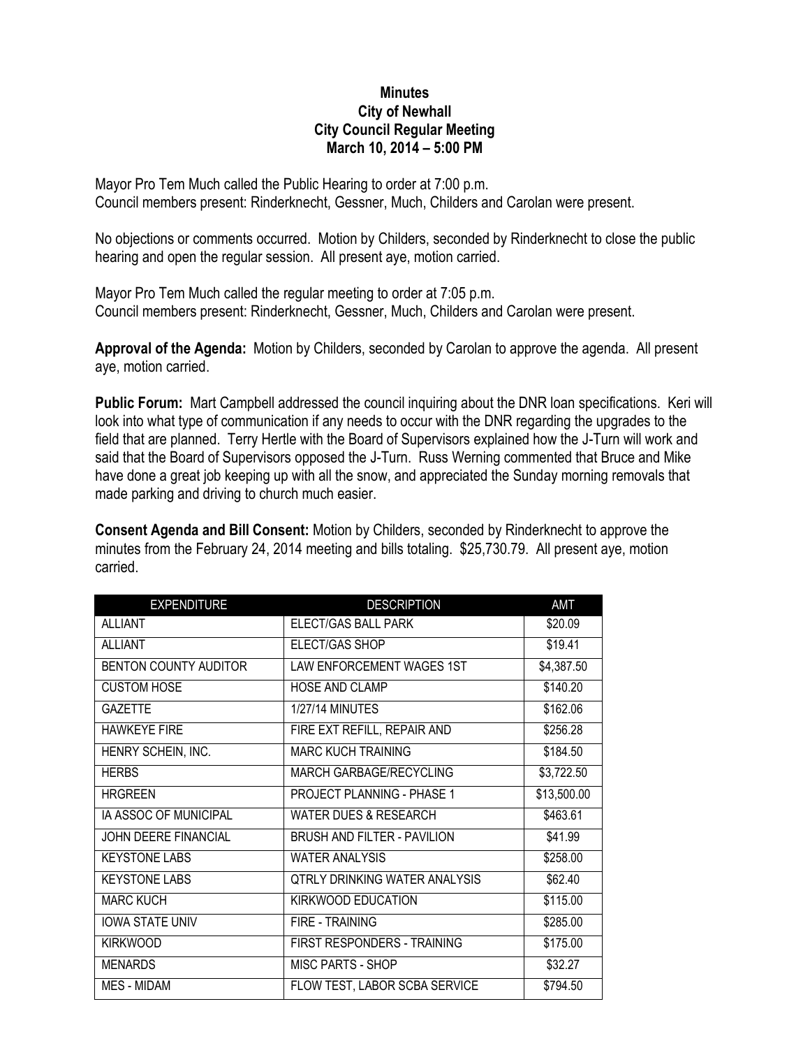**Minutes**
**City of Newhall**
**City Council Regular Meeting**
**March 10, 2014 – 5:00 PM**

Mayor Pro Tem Much called the Public Hearing to order at 7:00 p.m.
Council members present: Rinderknecht, Gessner, Much, Childers and Carolan were present.

No objections or comments occurred. Motion by Childers, seconded by Rinderknecht to close the public hearing and open the regular session. All present aye, motion carried.

Mayor Pro Tem Much called the regular meeting to order at 7:05 p.m.
Council members present: Rinderknecht, Gessner, Much, Childers and Carolan were present.

**Approval of the Agenda:** Motion by Childers, seconded by Carolan to approve the agenda. All present aye, motion carried.

**Public Forum:** Mart Campbell addressed the council inquiring about the DNR loan specifications. Keri will look into what type of communication if any needs to occur with the DNR regarding the upgrades to the field that are planned. Terry Hertle with the Board of Supervisors explained how the J-Turn will work and said that the Board of Supervisors opposed the J-Turn. Russ Werning commented that Bruce and Mike have done a great job keeping up with all the snow, and appreciated the Sunday morning removals that made parking and driving to church much easier.

**Consent Agenda and Bill Consent:** Motion by Childers, seconded by Rinderknecht to approve the minutes from the February 24, 2014 meeting and bills totaling. $25,730.79. All present aye, motion carried.

| EXPENDITURE | DESCRIPTION | AMT |
|---|---|---|
| ALLIANT | ELECT/GAS BALL PARK | $20.09 |
| ALLIANT | ELECT/GAS SHOP | $19.41 |
| BENTON COUNTY AUDITOR | LAW ENFORCEMENT WAGES 1ST | $4,387.50 |
| CUSTOM HOSE | HOSE AND CLAMP | $140.20 |
| GAZETTE | 1/27/14 MINUTES | $162.06 |
| HAWKEYE FIRE | FIRE EXT REFILL, REPAIR AND | $256.28 |
| HENRY SCHEIN, INC. | MARC KUCH TRAINING | $184.50 |
| HERBS | MARCH GARBAGE/RECYCLING | $3,722.50 |
| HRGREEN | PROJECT PLANNING - PHASE 1 | $13,500.00 |
| IA ASSOC OF MUNICIPAL | WATER DUES & RESEARCH | $463.61 |
| JOHN DEERE FINANCIAL | BRUSH AND FILTER - PAVILION | $41.99 |
| KEYSTONE LABS | WATER ANALYSIS | $258.00 |
| KEYSTONE LABS | QTRLY DRINKING WATER ANALYSIS | $62.40 |
| MARC KUCH | KIRKWOOD EDUCATION | $115.00 |
| IOWA STATE UNIV | FIRE - TRAINING | $285.00 |
| KIRKWOOD | FIRST RESPONDERS - TRAINING | $175.00 |
| MENARDS | MISC PARTS - SHOP | $32.27 |
| MES - MIDAM | FLOW TEST, LABOR SCBA SERVICE | $794.50 |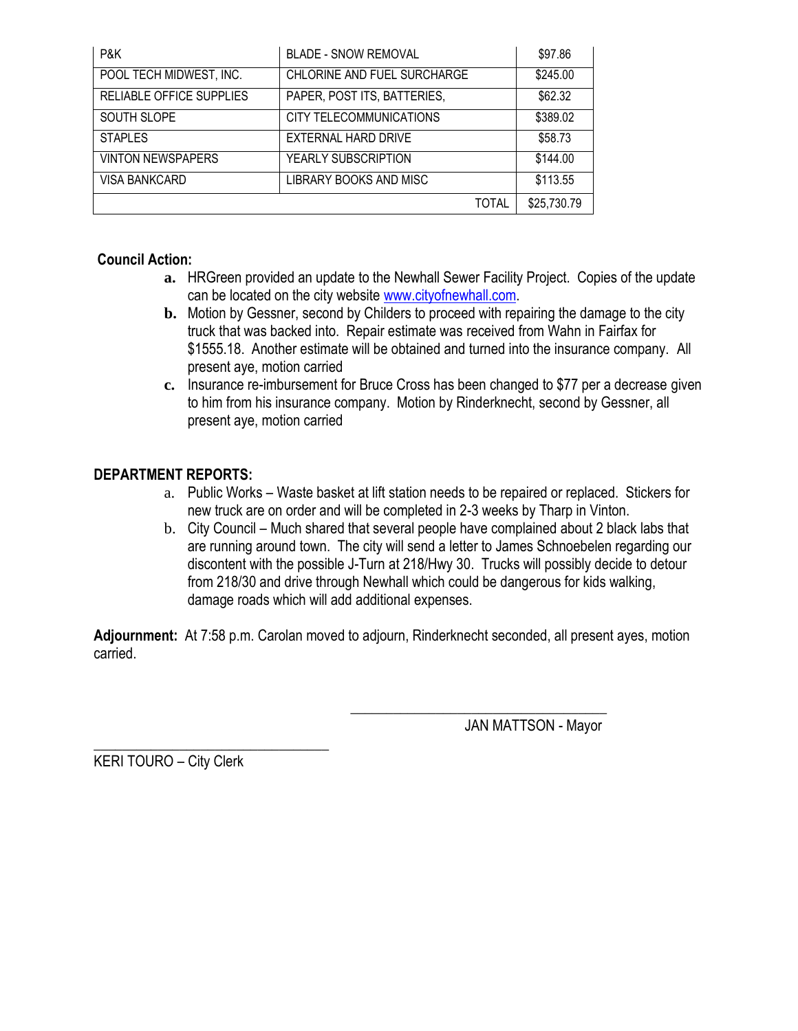| | | |
|---|---|---|
| P&K | BLADE - SNOW REMOVAL | $97.86 |
| POOL TECH MIDWEST, INC. | CHLORINE AND FUEL SURCHARGE | $245.00 |
| RELIABLE OFFICE SUPPLIES | PAPER, POST ITS, BATTERIES, | $62.32 |
| SOUTH SLOPE | CITY TELECOMMUNICATIONS | $389.02 |
| STAPLES | EXTERNAL HARD DRIVE | $58.73 |
| VINTON NEWSPAPERS | YEARLY SUBSCRIPTION | $144.00 |
| VISA BANKCARD | LIBRARY BOOKS AND MISC | $113.55 |
| | TOTAL | $25,730.79 |

**Council Action:**

- **a.** HRGreen provided an update to the Newhall Sewer Facility Project. Copies of the update can be located on the city website www.cityofnewhall.com.
- **b.** Motion by Gessner, second by Childers to proceed with repairing the damage to the city truck that was backed into. Repair estimate was received from Wahn in Fairfax for $1555.18. Another estimate will be obtained and turned into the insurance company. All present aye, motion carried
- **c.** Insurance re-imbursement for Bruce Cross has been changed to $77 per a decrease given to him from his insurance company. Motion by Rinderknecht, second by Gessner, all present aye, motion carried

**DEPARTMENT REPORTS:**

- a. Public Works – Waste basket at lift station needs to be repaired or replaced. Stickers for new truck are on order and will be completed in 2-3 weeks by Tharp in Vinton.
- b. City Council – Much shared that several people have complained about 2 black labs that are running around town. The city will send a letter to James Schnoebelen regarding our discontent with the possible J-Turn at 218/Hwy 30. Trucks will possibly decide to detour from 218/30 and drive through Newhall which could be dangerous for kids walking, damage roads which will add additional expenses.

**Adjournment:** At 7:58 p.m. Carolan moved to adjourn, Rinderknecht seconded, all present ayes, motion carried.

\_\_\_\_\_\_\_\_\_\_\_\_\_\_\_\_\_\_\_\_\_\_\_\_\_\_\_\_\_\_\_\_\_\_\_\_

JAN MATTSON - Mayor

\_\_\_\_\_\_\_\_\_\_\_\_\_\_\_\_\_\_\_\_\_\_\_\_\_\_\_\_\_\_\_\_\_\_\_\_

KERI TOURO – City Clerk